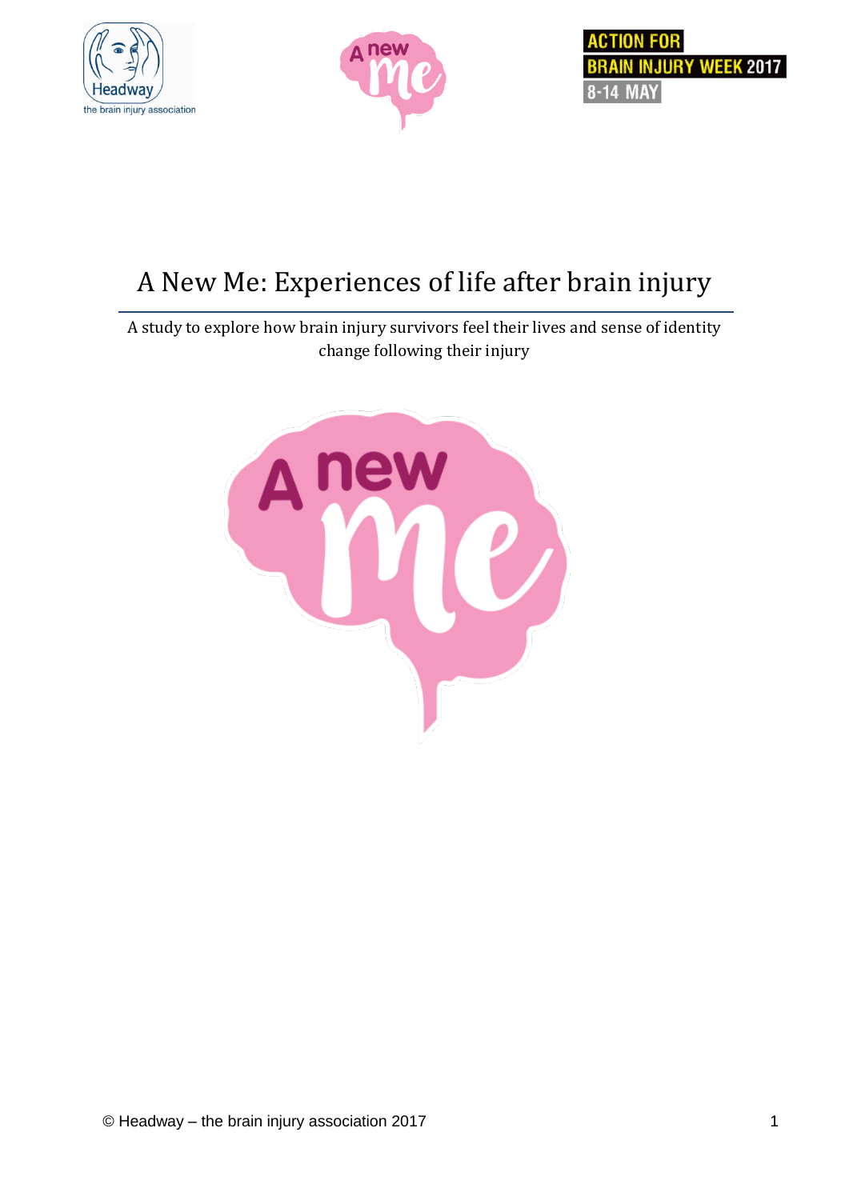# A New Me: Experiences of life after brain injury

A study to explore how brain injury survivors feel their lives and sense of identity change following their injury

© Headway – the brain injury association 2017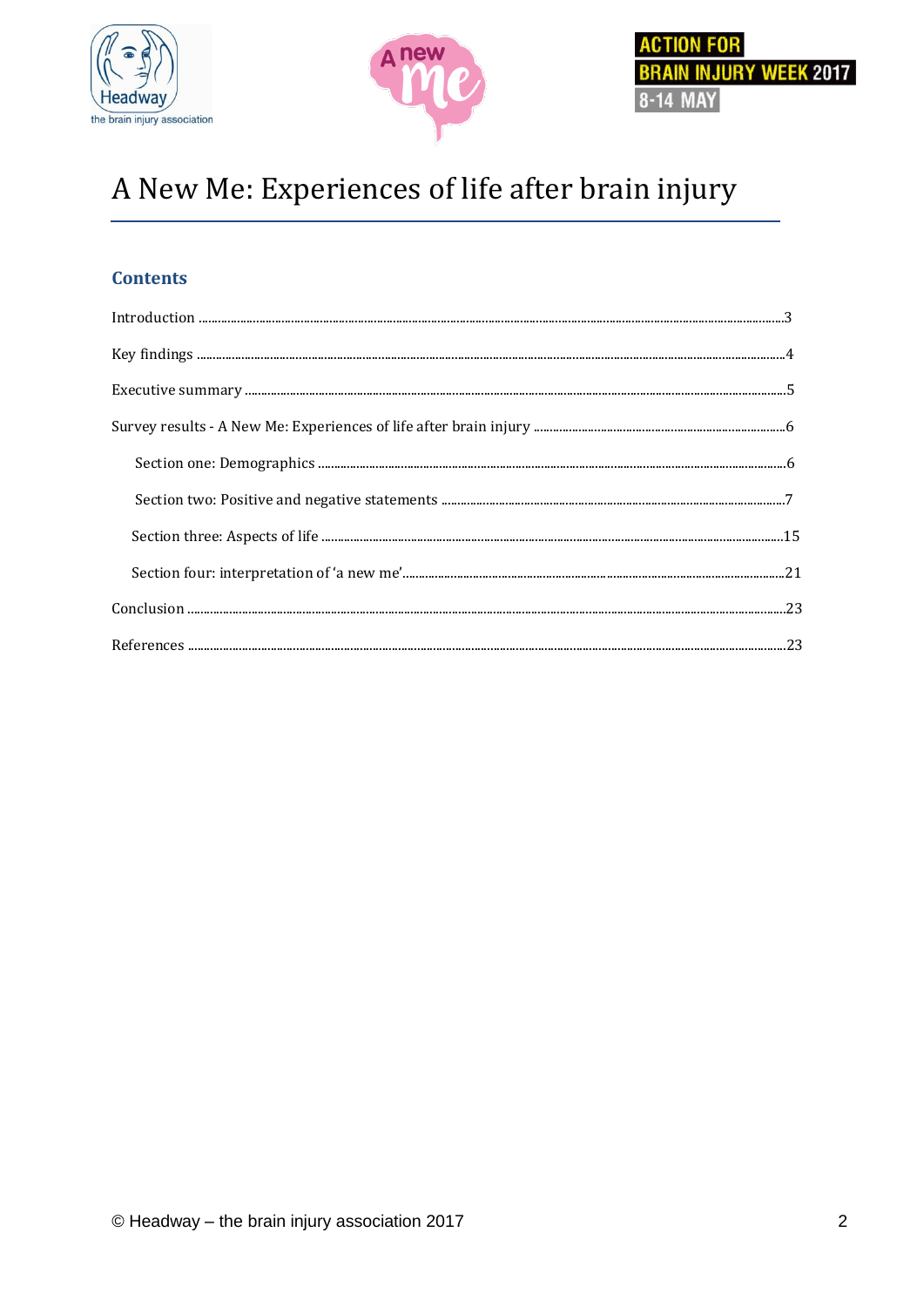# A New Me: Experiences of life after brain injury

## Contents

Introduction ..... 3

Key findings ..... 4

Executive summary ..... 5

Survey results - A New Me: Experiences of life after brain injury ..... 6

- Section one: Demographics ..... 6
- Section two: Positive and negative statements ..... 7
- Section three: Aspects of life ..... 15
- Section four: interpretation of 'a new me' ..... 21

Conclusion ..... 23

References ..... 23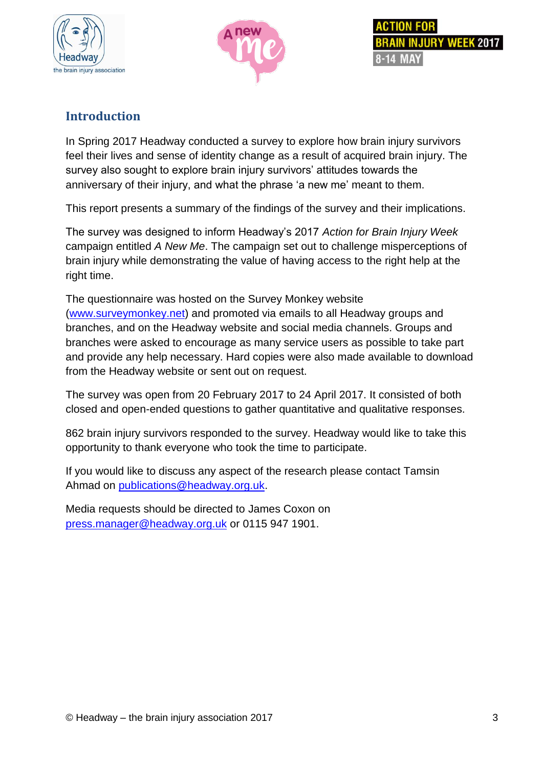## Introduction

In Spring 2017 Headway conducted a survey to explore how brain injury survivors feel their lives and sense of identity change as a result of acquired brain injury. The survey also sought to explore brain injury survivors' attitudes towards the anniversary of their injury, and what the phrase 'a new me' meant to them.

This report presents a summary of the findings of the survey and their implications.

The survey was designed to inform Headway's 2017 *Action for Brain Injury Week* campaign entitled *A New Me*. The campaign set out to challenge misperceptions of brain injury while demonstrating the value of having access to the right help at the right time.

The questionnaire was hosted on the Survey Monkey website (www.surveymonkey.net) and promoted via emails to all Headway groups and branches, and on the Headway website and social media channels. Groups and branches were asked to encourage as many service users as possible to take part and provide any help necessary. Hard copies were also made available to download from the Headway website or sent out on request.

The survey was open from 20 February 2017 to 24 April 2017. It consisted of both closed and open-ended questions to gather quantitative and qualitative responses.

862 brain injury survivors responded to the survey. Headway would like to take this opportunity to thank everyone who took the time to participate.

If you would like to discuss any aspect of the research please contact Tamsin Ahmad on publications@headway.org.uk.

Media requests should be directed to James Coxon on press.manager@headway.org.uk or 0115 947 1901.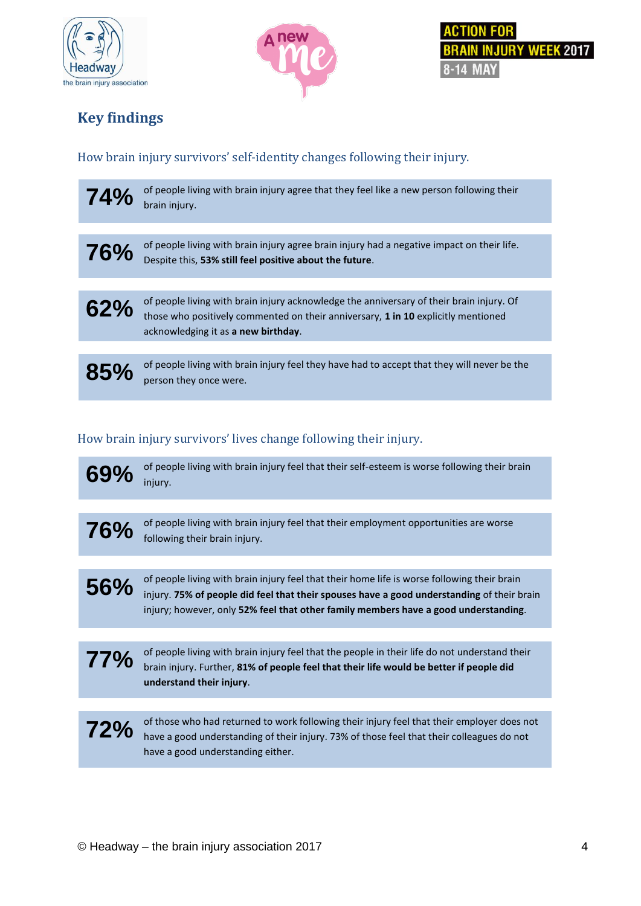## Key findings

How brain injury survivors' self-identity changes following their injury.

**74%** of people living with brain injury agree that they feel like a new person following their brain injury.

**76%** of people living with brain injury agree brain injury had a negative impact on their life. Despite this, **53% still feel positive about the future**.

**62%** of people living with brain injury acknowledge the anniversary of their brain injury. Of those who positively commented on their anniversary, **1 in 10** explicitly mentioned acknowledging it as **a new birthday**.

**85%** of people living with brain injury feel they have had to accept that they will never be the person they once were.

How brain injury survivors' lives change following their injury.

**69%** of people living with brain injury feel that their self-esteem is worse following their brain injury.

**76%** of people living with brain injury feel that their employment opportunities are worse following their brain injury.

**56%** of people living with brain injury feel that their home life is worse following their brain injury. **75% of people did feel that their spouses have a good understanding** of their brain injury; however, only **52% feel that other family members have a good understanding**.

**77%** of people living with brain injury feel that the people in their life do not understand their brain injury. Further, **81% of people feel that their life would be better if people did understand their injury**.

**72%** of those who had returned to work following their injury feel that their employer does not have a good understanding of their injury. 73% of those feel that their colleagues do not have a good understanding either.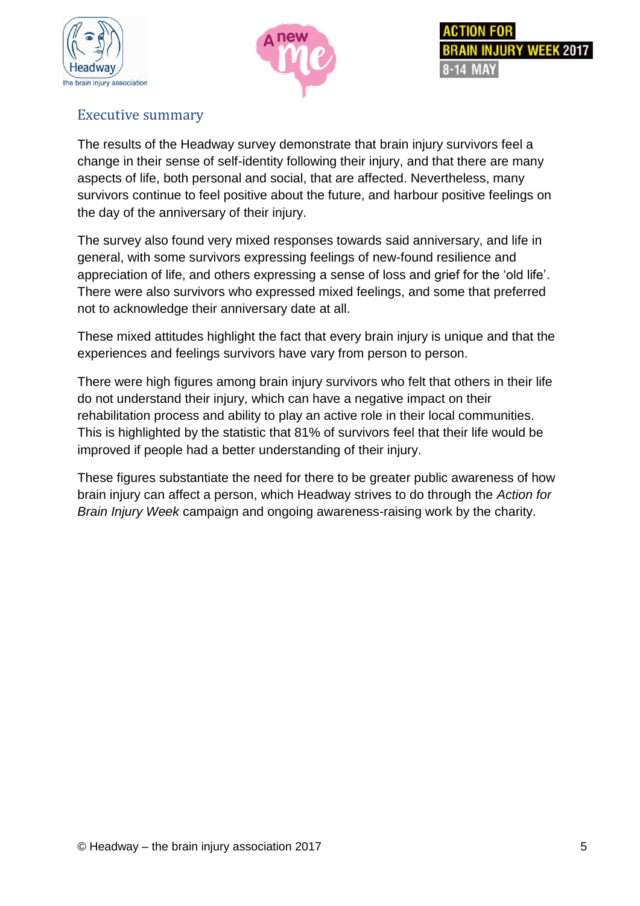## Executive summary

The results of the Headway survey demonstrate that brain injury survivors feel a change in their sense of self-identity following their injury, and that there are many aspects of life, both personal and social, that are affected. Nevertheless, many survivors continue to feel positive about the future, and harbour positive feelings on the day of the anniversary of their injury.

The survey also found very mixed responses towards said anniversary, and life in general, with some survivors expressing feelings of new-found resilience and appreciation of life, and others expressing a sense of loss and grief for the 'old life'. There were also survivors who expressed mixed feelings, and some that preferred not to acknowledge their anniversary date at all.

These mixed attitudes highlight the fact that every brain injury is unique and that the experiences and feelings survivors have vary from person to person.

There were high figures among brain injury survivors who felt that others in their life do not understand their injury, which can have a negative impact on their rehabilitation process and ability to play an active role in their local communities. This is highlighted by the statistic that 81% of survivors feel that their life would be improved if people had a better understanding of their injury.

These figures substantiate the need for there to be greater public awareness of how brain injury can affect a person, which Headway strives to do through the *Action for Brain Injury Week* campaign and ongoing awareness-raising work by the charity.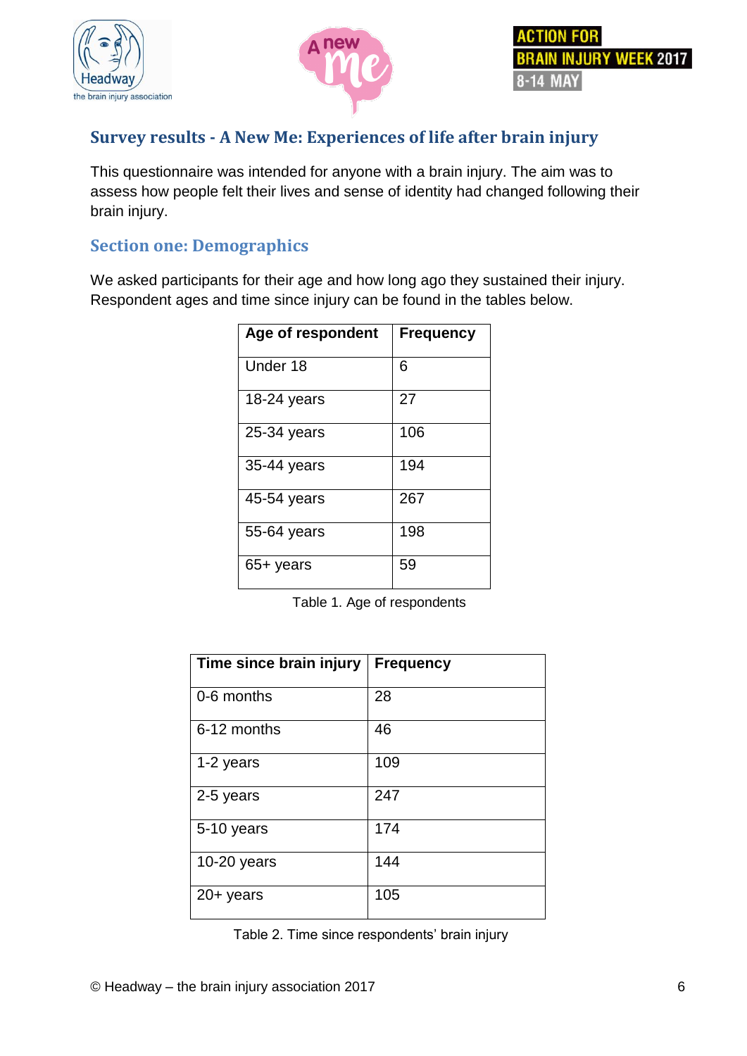## Survey results - A New Me: Experiences of life after brain injury

This questionnaire was intended for anyone with a brain injury. The aim was to assess how people felt their lives and sense of identity had changed following their brain injury.

### Section one: Demographics

We asked participants for their age and how long ago they sustained their injury. Respondent ages and time since injury can be found in the tables below.

| Age of respondent | Frequency |
|---|---|
| Under 18 | 6 |
| 18-24 years | 27 |
| 25-34 years | 106 |
| 35-44 years | 194 |
| 45-54 years | 267 |
| 55-64 years | 198 |
| 65+ years | 59 |

Table 1. Age of respondents

| Time since brain injury | Frequency |
|---|---|
| 0-6 months | 28 |
| 6-12 months | 46 |
| 1-2 years | 109 |
| 2-5 years | 247 |
| 5-10 years | 174 |
| 10-20 years | 144 |
| 20+ years | 105 |

Table 2. Time since respondents' brain injury

© Headway – the brain injury association 2017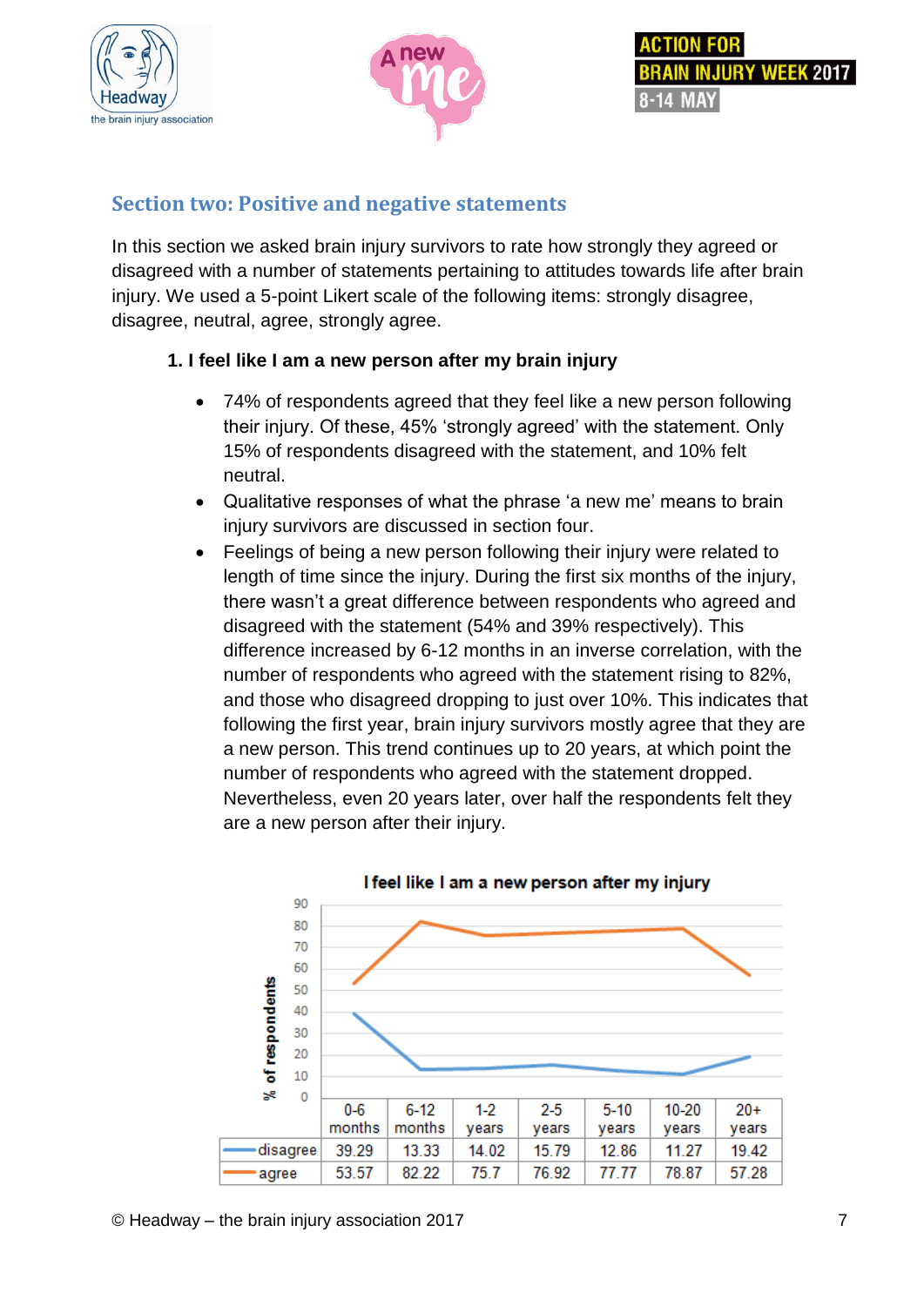## Section two: Positive and negative statements

In this section we asked brain injury survivors to rate how strongly they agreed or disagreed with a number of statements pertaining to attitudes towards life after brain injury. We used a 5-point Likert scale of the following items: strongly disagree, disagree, neutral, agree, strongly agree.

### 1. I feel like I am a new person after my brain injury

- 74% of respondents agreed that they feel like a new person following their injury. Of these, 45% 'strongly agreed' with the statement. Only 15% of respondents disagreed with the statement, and 10% felt neutral.
- Qualitative responses of what the phrase 'a new me' means to brain injury survivors are discussed in section four.
- Feelings of being a new person following their injury were related to length of time since the injury. During the first six months of the injury, there wasn't a great difference between respondents who agreed and disagreed with the statement (54% and 39% respectively). This difference increased by 6-12 months in an inverse correlation, with the number of respondents who agreed with the statement rising to 82%, and those who disagreed dropping to just over 10%. This indicates that following the first year, brain injury survivors mostly agree that they are a new person. This trend continues up to 20 years, at which point the number of respondents who agreed with the statement dropped. Nevertheless, even 20 years later, over half the respondents felt they are a new person after their injury.

I feel like I am a new person after my injury

% of respondents

90
80
70
60
50
40
30
20
10
0

0-6 months, 6-12 months, 1-2 years, 2-5 years, 5-10 years, 10-20 years, 20+ years

disagree: 39.29, 13.33, 14.02, 15.79, 12.86, 11.27, 19.42

agree: 53.57, 82.22, 75.7, 76.92, 77.77, 78.87, 57.28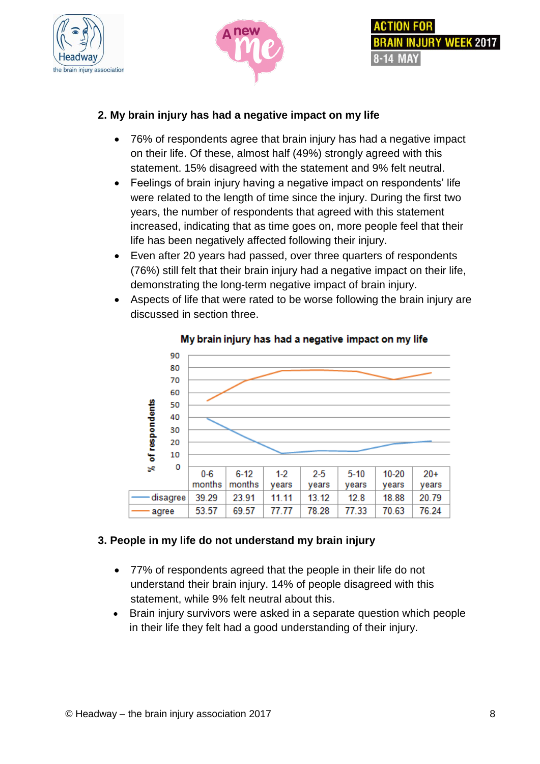## 2. My brain injury has had a negative impact on my life

- 76% of respondents agree that brain injury has had a negative impact on their life. Of these, almost half (49%) strongly agreed with this statement. 15% disagreed with the statement and 9% felt neutral.
- Feelings of brain injury having a negative impact on respondents' life were related to the length of time since the injury. During the first two years, the number of respondents that agreed with this statement increased, indicating that as time goes on, more people feel that their life has been negatively affected following their injury.
- Even after 20 years had passed, over three quarters of respondents (76%) still felt that their brain injury had a negative impact on their life, demonstrating the long-term negative impact of brain injury.
- Aspects of life that were rated to be worse following the brain injury are discussed in section three.

My brain injury has had a negative impact on my life

% of respondents

90
80
70
60
50
40
30
20
10
0

0-6 months | 6-12 months | 1-2 years | 2-5 years | 5-10 years | 10-20 years | 20+ years

disagree | 39.29 | 23.91 | 11.11 | 13.12 | 12.8 | 18.88 | 20.79

agree | 53.57 | 69.57 | 77.77 | 78.28 | 77.33 | 70.63 | 76.24

## 3. People in my life do not understand my brain injury

- 77% of respondents agreed that the people in their life do not understand their brain injury. 14% of people disagreed with this statement, while 9% felt neutral about this.
- Brain injury survivors were asked in a separate question which people in their life they felt had a good understanding of their injury.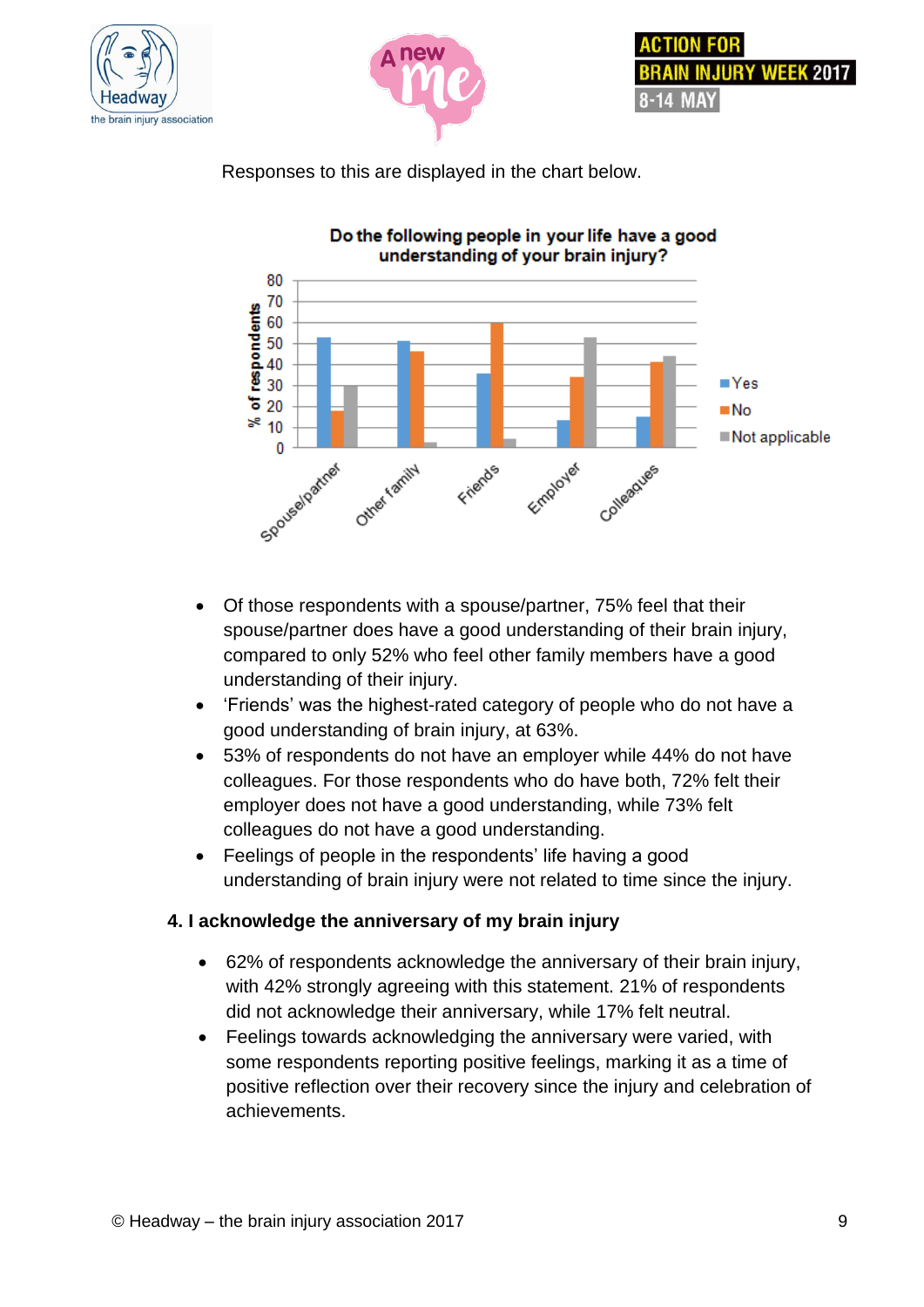Responses to this are displayed in the chart below.

Do the following people in your life have a good understanding of your brain injury?

% of respondents

80
70
60
50
40
30
20
10
0

Spouse/partner
Other family
Friends
Employer
Colleagues

Yes
No
Not applicable

- Of those respondents with a spouse/partner, 75% feel that their spouse/partner does have a good understanding of their brain injury, compared to only 52% who feel other family members have a good understanding of their injury.
- ‘Friends’ was the highest-rated category of people who do not have a good understanding of brain injury, at 63%.
- 53% of respondents do not have an employer while 44% do not have colleagues. For those respondents who do have both, 72% felt their employer does not have a good understanding, while 73% felt colleagues do not have a good understanding.
- Feelings of people in the respondents’ life having a good understanding of brain injury were not related to time since the injury.

**4. I acknowledge the anniversary of my brain injury**

- 62% of respondents acknowledge the anniversary of their brain injury, with 42% strongly agreeing with this statement. 21% of respondents did not acknowledge their anniversary, while 17% felt neutral.
- Feelings towards acknowledging the anniversary were varied, with some respondents reporting positive feelings, marking it as a time of positive reflection over their recovery since the injury and celebration of achievements.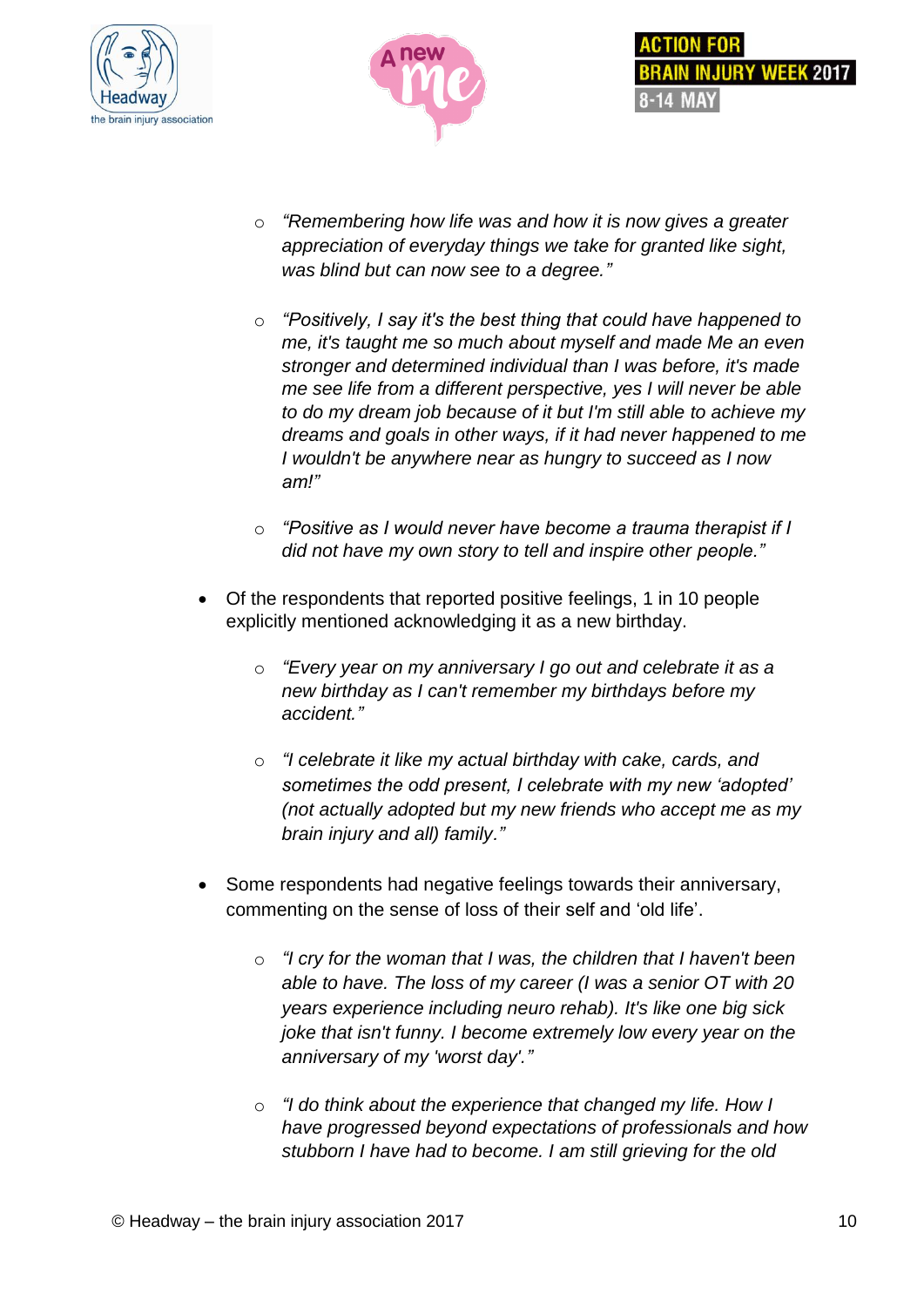- *“Remembering how life was and how it is now gives a greater appreciation of everyday things we take for granted like sight, was blind but can now see to a degree.”*

    - *“Positively, I say it's the best thing that could have happened to me, it's taught me so much about myself and made Me an even stronger and determined individual than I was before, it's made me see life from a different perspective, yes I will never be able to do my dream job because of it but I'm still able to achieve my dreams and goals in other ways, if it had never happened to me I wouldn't be anywhere near as hungry to succeed as I now am!”*

    - *“Positive as I would never have become a trauma therapist if I did not have my own story to tell and inspire other people.”*

- Of the respondents that reported positive feelings, 1 in 10 people explicitly mentioned acknowledging it as a new birthday.

    - *“Every year on my anniversary I go out and celebrate it as a new birthday as I can't remember my birthdays before my accident.”*

    - *“I celebrate it like my actual birthday with cake, cards, and sometimes the odd present, I celebrate with my new ‘adopted’ (not actually adopted but my new friends who accept me as my brain injury and all) family.”*

- Some respondents had negative feelings towards their anniversary, commenting on the sense of loss of their self and ‘old life’.

    - *“I cry for the woman that I was, the children that I haven't been able to have. The loss of my career (I was a senior OT with 20 years experience including neuro rehab). It's like one big sick joke that isn't funny. I become extremely low every year on the anniversary of my 'worst day'.”*

    - *“I do think about the experience that changed my life. How I have progressed beyond expectations of professionals and how stubborn I have had to become. I am still grieving for the old*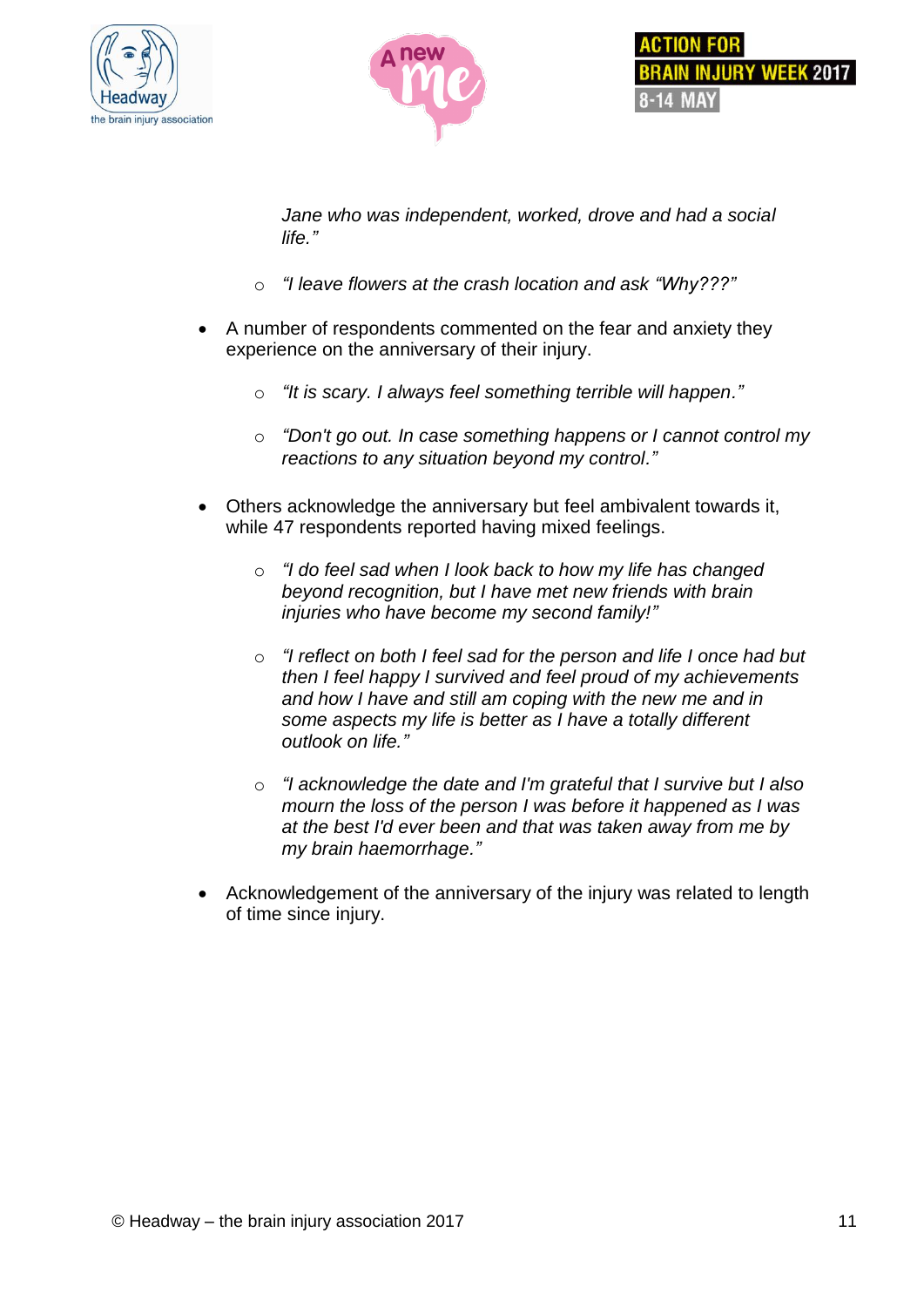*Jane who was independent, worked, drove and had a social life."*

  - *"I leave flowers at the crash location and ask "Why???"*

- A number of respondents commented on the fear and anxiety they experience on the anniversary of their injury.

  - *"It is scary. I always feel something terrible will happen."*

  - *"Don't go out. In case something happens or I cannot control my reactions to any situation beyond my control."*

- Others acknowledge the anniversary but feel ambivalent towards it, while 47 respondents reported having mixed feelings.

  - *"I do feel sad when I look back to how my life has changed beyond recognition, but I have met new friends with brain injuries who have become my second family!"*

  - *"I reflect on both I feel sad for the person and life I once had but then I feel happy I survived and feel proud of my achievements and how I have and still am coping with the new me and in some aspects my life is better as I have a totally different outlook on life."*

  - *"I acknowledge the date and I'm grateful that I survive but I also mourn the loss of the person I was before it happened as I was at the best I'd ever been and that was taken away from me by my brain haemorrhage."*

- Acknowledgement of the anniversary of the injury was related to length of time since injury.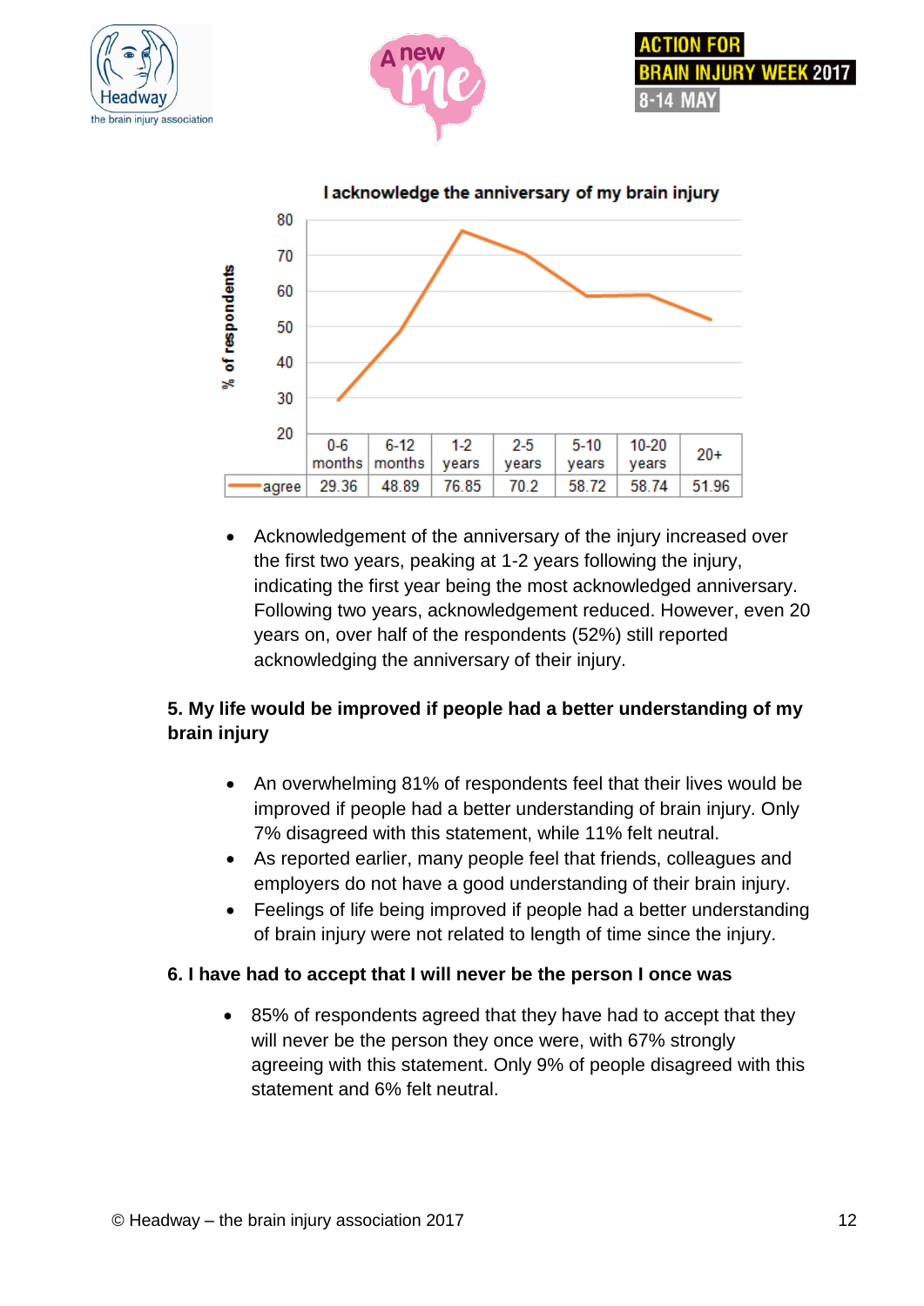I acknowledge the anniversary of my brain injury

% of respondents

80
70
60
50
40
30
20

0-6 months | 6-12 months | 1-2 years | 2-5 years | 5-10 years | 10-20 years | 20+

agree | 29.36 | 48.89 | 76.85 | 70.2 | 58.72 | 58.74 | 51.96

- Acknowledgement of the anniversary of the injury increased over the first two years, peaking at 1-2 years following the injury, indicating the first year being the most acknowledged anniversary. Following two years, acknowledgement reduced. However, even 20 years on, over half of the respondents (52%) still reported acknowledging the anniversary of their injury.

**5. My life would be improved if people had a better understanding of my brain injury**

- An overwhelming 81% of respondents feel that their lives would be improved if people had a better understanding of brain injury. Only 7% disagreed with this statement, while 11% felt neutral.
- As reported earlier, many people feel that friends, colleagues and employers do not have a good understanding of their brain injury.
- Feelings of life being improved if people had a better understanding of brain injury were not related to length of time since the injury.

**6. I have had to accept that I will never be the person I once was**

- 85% of respondents agreed that they have had to accept that they will never be the person they once were, with 67% strongly agreeing with this statement. Only 9% of people disagreed with this statement and 6% felt neutral.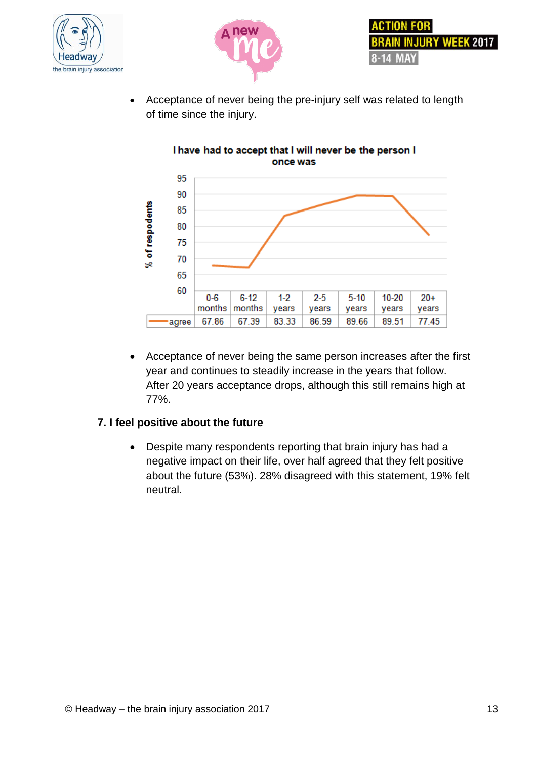- Acceptance of never being the pre-injury self was related to length of time since the injury.

I have had to accept that I will never be the person I once was

% of respodents

95
90
85
80
75
70
65
60

0-6 months
6-12 months
1-2 years
2-5 years
5-10 years
10-20 years
20+ years

agree 67.86 67.39 83.33 86.59 89.66 89.51 77.45

- Acceptance of never being the same person increases after the first year and continues to steadily increase in the years that follow. After 20 years acceptance drops, although this still remains high at 77%.

**7. I feel positive about the future**

- Despite many respondents reporting that brain injury has had a negative impact on their life, over half agreed that they felt positive about the future (53%). 28% disagreed with this statement, 19% felt neutral.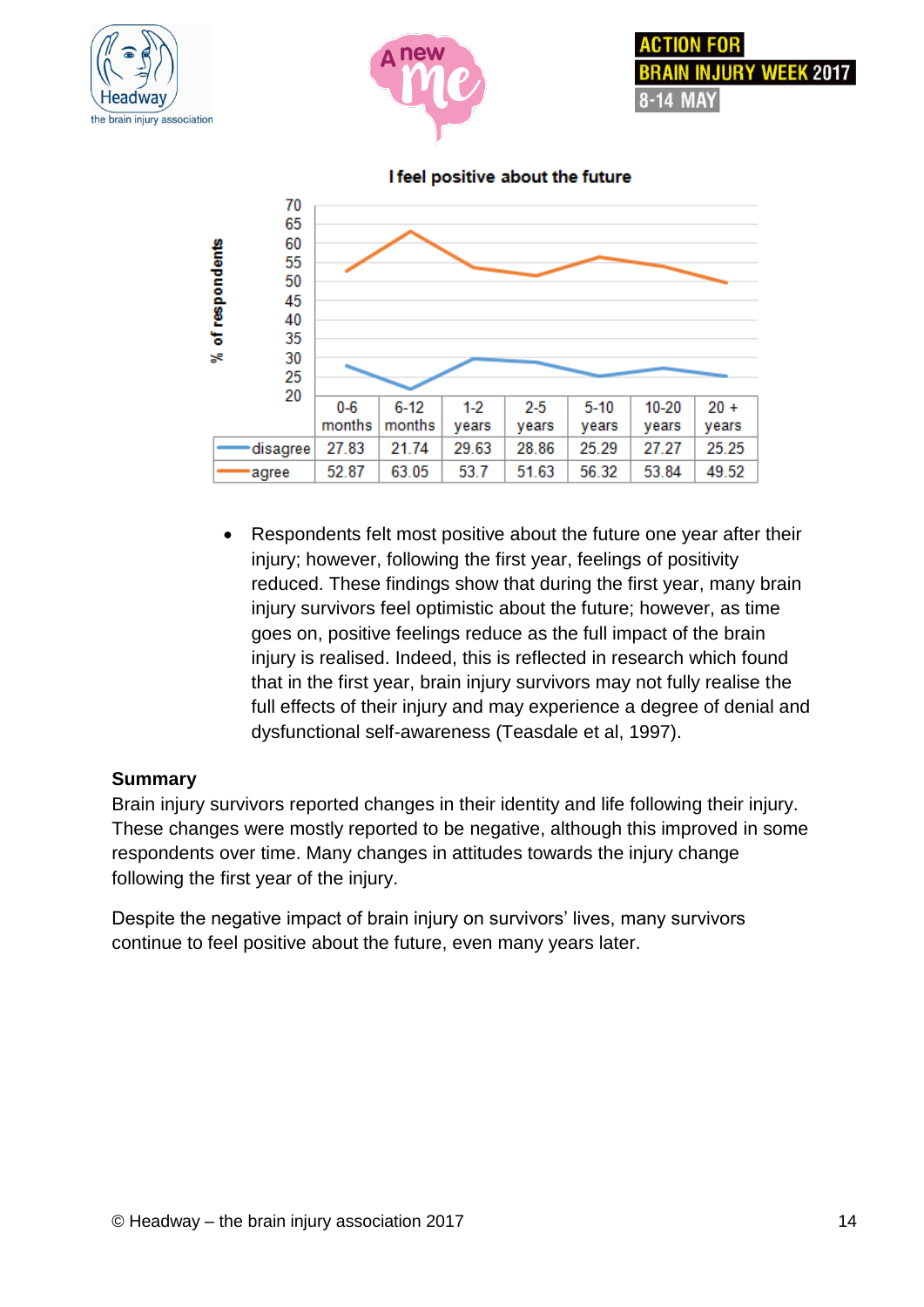I feel positive about the future

% of respondents

70
65
60
55
50
45
40
35
30
25
20

0-6 months
6-12 months
1-2 years
2-5 years
5-10 years
10-20 years
20 + years

disagree 27.83 21.74 29.63 28.86 25.29 27.27 25.25

agree 52.87 63.05 53.7 51.63 56.32 53.84 49.52

- Respondents felt most positive about the future one year after their injury; however, following the first year, feelings of positivity reduced. These findings show that during the first year, many brain injury survivors feel optimistic about the future; however, as time goes on, positive feelings reduce as the full impact of the brain injury is realised. Indeed, this is reflected in research which found that in the first year, brain injury survivors may not fully realise the full effects of their injury and may experience a degree of denial and dysfunctional self-awareness (Teasdale et al, 1997).

**Summary**

Brain injury survivors reported changes in their identity and life following their injury. These changes were mostly reported to be negative, although this improved in some respondents over time. Many changes in attitudes towards the injury change following the first year of the injury.

Despite the negative impact of brain injury on survivors' lives, many survivors continue to feel positive about the future, even many years later.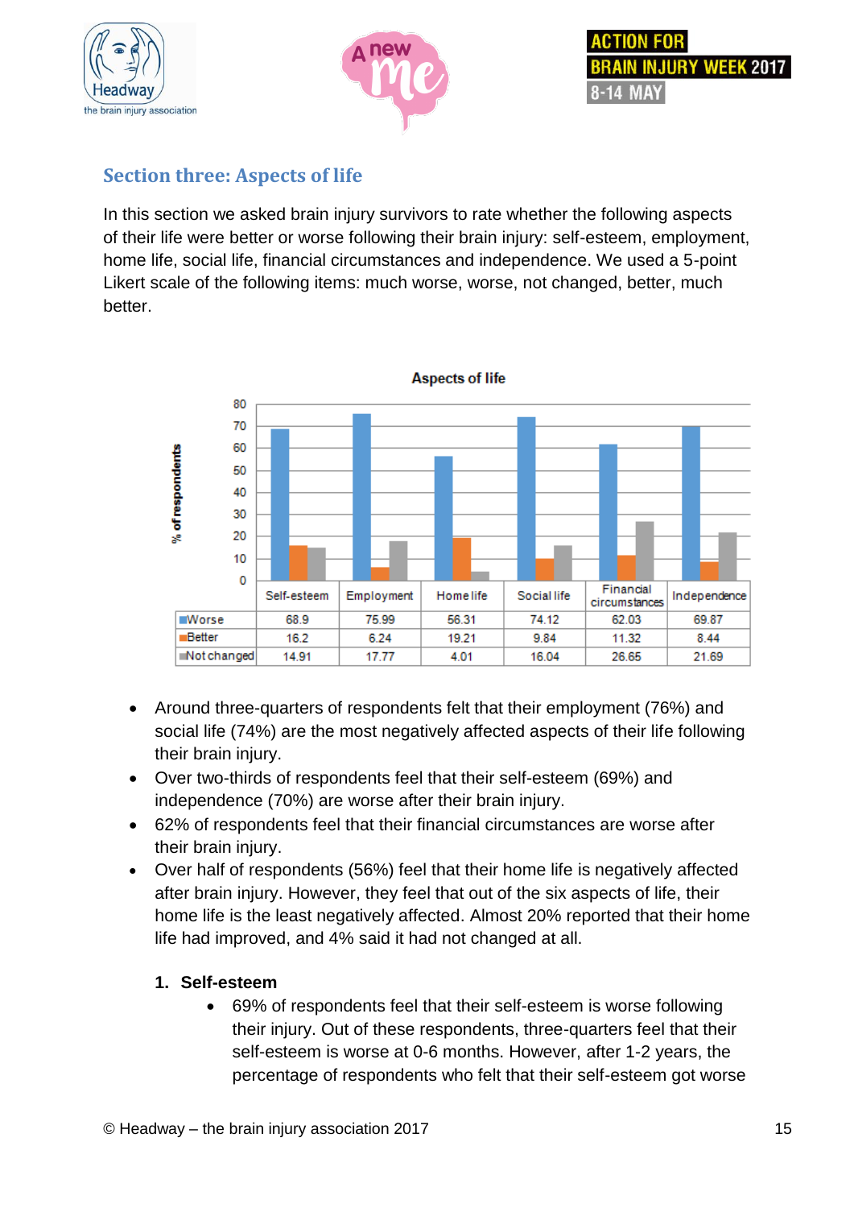## Section three: Aspects of life

In this section we asked brain injury survivors to rate whether the following aspects of their life were better or worse following their brain injury: self-esteem, employment, home life, social life, financial circumstances and independence. We used a 5-point Likert scale of the following items: much worse, worse, not changed, better, much better.

Aspects of life

% of respondents

80
70
60
50
40
30
20
10
0

| | Self-esteem | Employment | Home life | Social life | Financial circumstances | Independence |
|---|---|---|---|---|---|---|
| Worse | 68.9 | 75.99 | 56.31 | 74.12 | 62.03 | 69.87 |
| Better | 16.2 | 6.24 | 19.21 | 9.84 | 11.32 | 8.44 |
| Not changed | 14.91 | 17.77 | 4.01 | 16.04 | 26.65 | 21.69 |

- Around three-quarters of respondents felt that their employment (76%) and social life (74%) are the most negatively affected aspects of their life following their brain injury.
- Over two-thirds of respondents feel that their self-esteem (69%) and independence (70%) are worse after their brain injury.
- 62% of respondents feel that their financial circumstances are worse after their brain injury.
- Over half of respondents (56%) feel that their home life is negatively affected after brain injury. However, they feel that out of the six aspects of life, their home life is the least negatively affected. Almost 20% reported that their home life had improved, and 4% said it had not changed at all.

1. **Self-esteem**
    - 69% of respondents feel that their self-esteem is worse following their injury. Out of these respondents, three-quarters feel that their self-esteem is worse at 0-6 months. However, after 1-2 years, the percentage of respondents who felt that their self-esteem got worse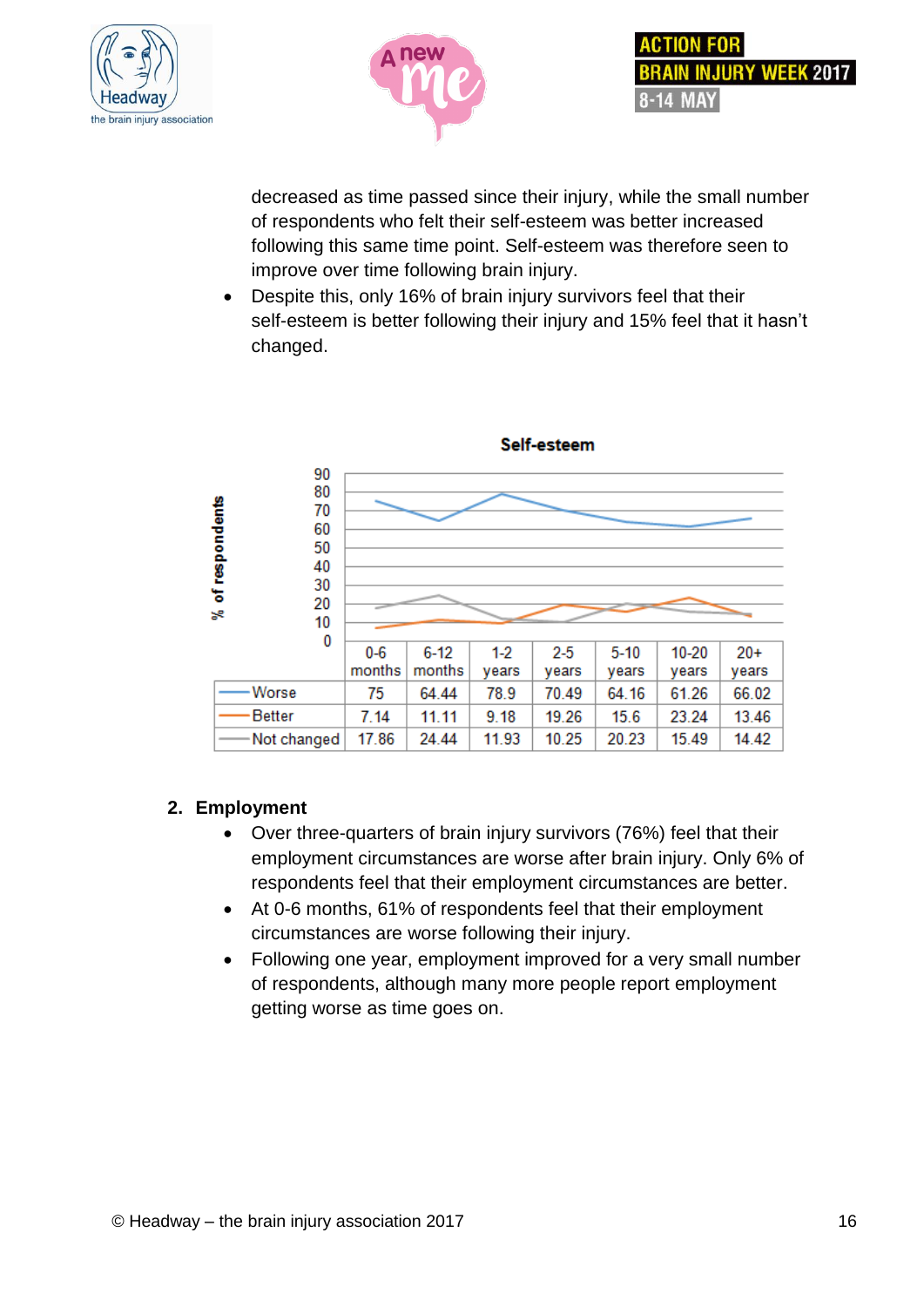decreased as time passed since their injury, while the small number of respondents who felt their self-esteem was better increased following this same time point. Self-esteem was therefore seen to improve over time following brain injury.

- Despite this, only 16% of brain injury survivors feel that their self-esteem is better following their injury and 15% feel that it hasn't changed.

**Self-esteem**

% of respondents

0 10 20 30 40 50 60 70 80 90

| | 0-6 months | 6-12 months | 1-2 years | 2-5 years | 5-10 years | 10-20 years | 20+ years |
|---|---|---|---|---|---|---|---|
| Worse | 75 | 64.44 | 78.9 | 70.49 | 64.16 | 61.26 | 66.02 |
| Better | 7.14 | 11.11 | 9.18 | 19.26 | 15.6 | 23.24 | 13.46 |
| Not changed | 17.86 | 24.44 | 11.93 | 10.25 | 20.23 | 15.49 | 14.42 |

## 2. Employment

- Over three-quarters of brain injury survivors (76%) feel that their employment circumstances are worse after brain injury. Only 6% of respondents feel that their employment circumstances are better.
- At 0-6 months, 61% of respondents feel that their employment circumstances are worse following their injury.
- Following one year, employment improved for a very small number of respondents, although many more people report employment getting worse as time goes on.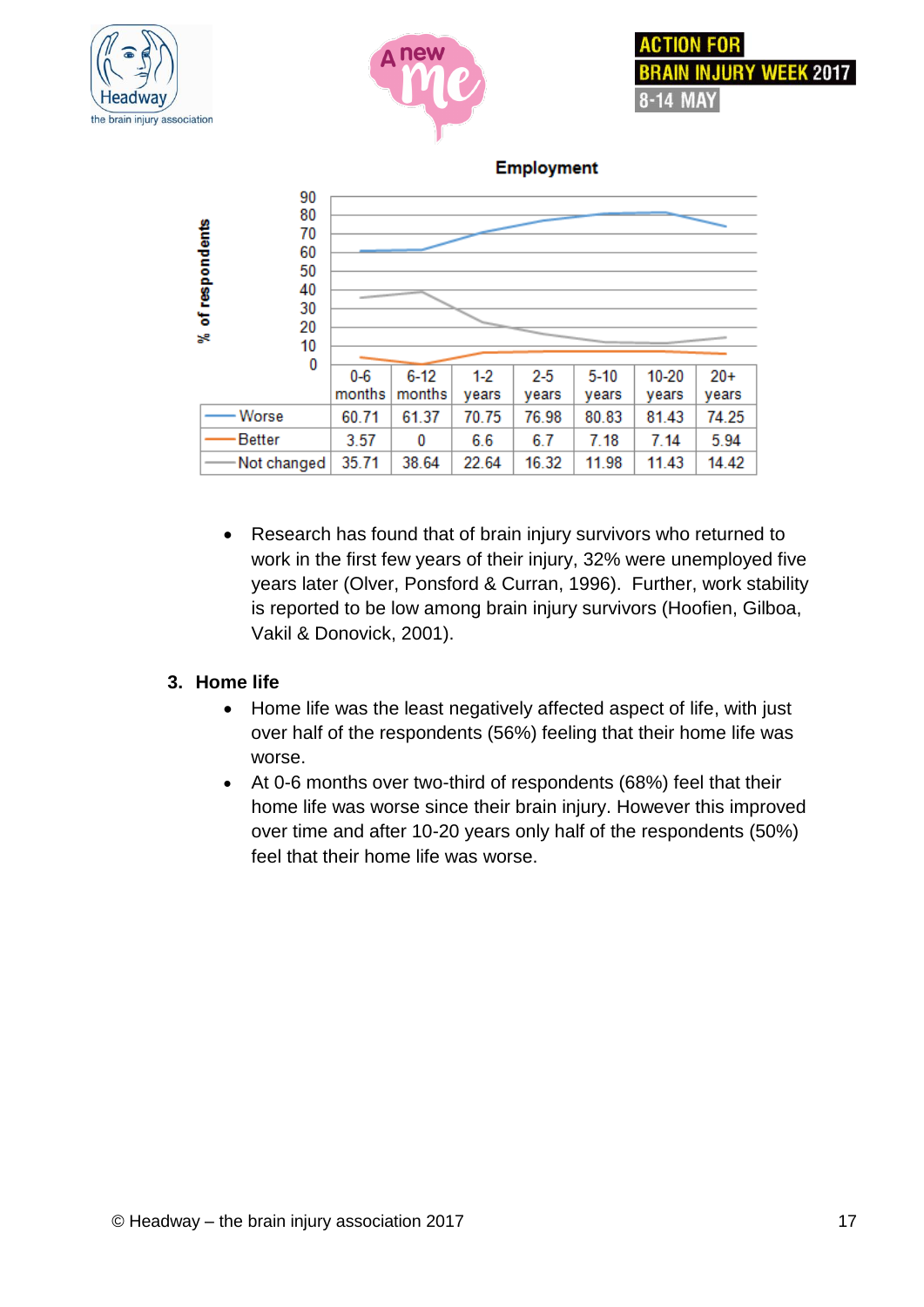**Employment**

% of respondents

90
80
70
60
50
40
30
20
10
0

| | 0-6 months | 6-12 months | 1-2 years | 2-5 years | 5-10 years | 10-20 years | 20+ years |
|---|---|---|---|---|---|---|---|
| Worse | 60.71 | 61.37 | 70.75 | 76.98 | 80.83 | 81.43 | 74.25 |
| Better | 3.57 | 0 | 6.6 | 6.7 | 7.18 | 7.14 | 5.94 |
| Not changed | 35.71 | 38.64 | 22.64 | 16.32 | 11.98 | 11.43 | 14.42 |

- Research has found that of brain injury survivors who returned to work in the first few years of their injury, 32% were unemployed five years later (Olver, Ponsford & Curran, 1996). Further, work stability is reported to be low among brain injury survivors (Hoofien, Gilboa, Vakil & Donovick, 2001).

### 3. Home life

- Home life was the least negatively affected aspect of life, with just over half of the respondents (56%) feeling that their home life was worse.
- At 0-6 months over two-third of respondents (68%) feel that their home life was worse since their brain injury. However this improved over time and after 10-20 years only half of the respondents (50%) feel that their home life was worse.

© Headway – the brain injury association 2017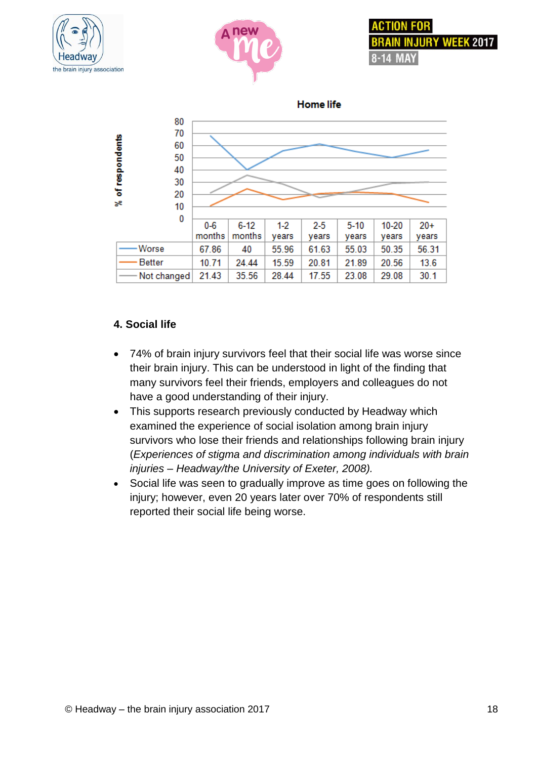Home life

% of respondents

80
70
60
50
40
30
20
10
0

0-6 months | 6-12 months | 1-2 years | 2-5 years | 5-10 years | 10-20 years | 20+ years

Worse 67.86 40 55.96 61.63 55.03 50.35 56.31

Better 10.71 24.44 15.59 20.81 21.89 20.56 13.6

Not changed 21.43 35.56 28.44 17.55 23.08 29.08 30.1

**4. Social life**

- 74% of brain injury survivors feel that their social life was worse since their brain injury. This can be understood in light of the finding that many survivors feel their friends, employers and colleagues do not have a good understanding of their injury.
- This supports research previously conducted by Headway which examined the experience of social isolation among brain injury survivors who lose their friends and relationships following brain injury (*Experiences of stigma and discrimination among individuals with brain injuries – Headway/the University of Exeter, 2008).*
- Social life was seen to gradually improve as time goes on following the injury; however, even 20 years later over 70% of respondents still reported their social life being worse.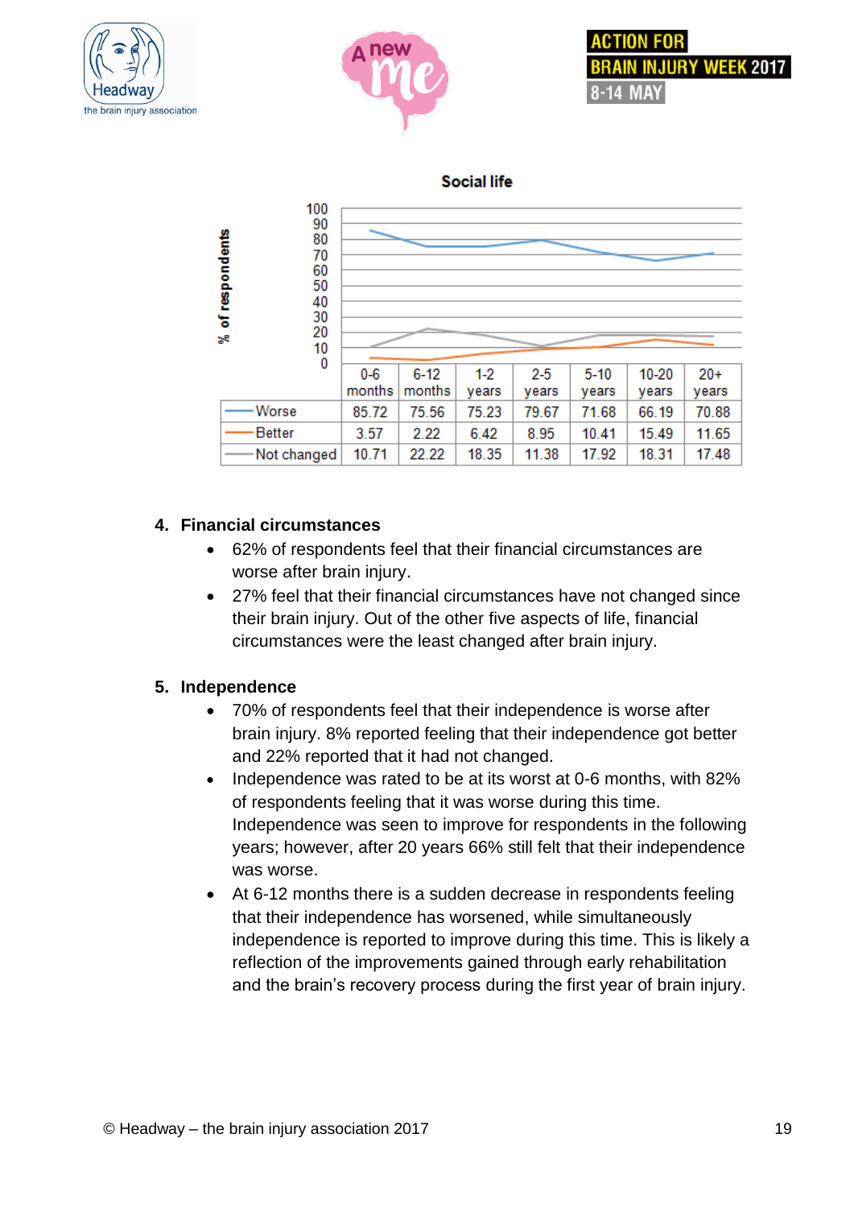**Social life**

% of respondents

100
90
80
70
60
50
40
30
20
10
0

| | 0-6 months | 6-12 months | 1-2 years | 2-5 years | 5-10 years | 10-20 years | 20+ years |
|---|---|---|---|---|---|---|---|
| Worse | 85.72 | 75.56 | 75.23 | 79.67 | 71.68 | 66.19 | 70.88 |
| Better | 3.57 | 2.22 | 6.42 | 8.95 | 10.41 | 15.49 | 11.65 |
| Not changed | 10.71 | 22.22 | 18.35 | 11.38 | 17.92 | 18.31 | 17.48 |

### 4. Financial circumstances

- 62% of respondents feel that their financial circumstances are worse after brain injury.
- 27% feel that their financial circumstances have not changed since their brain injury. Out of the other five aspects of life, financial circumstances were the least changed after brain injury.

### 5. Independence

- 70% of respondents feel that their independence is worse after brain injury. 8% reported feeling that their independence got better and 22% reported that it had not changed.
- Independence was rated to be at its worst at 0-6 months, with 82% of respondents feeling that it was worse during this time. Independence was seen to improve for respondents in the following years; however, after 20 years 66% still felt that their independence was worse.
- At 6-12 months there is a sudden decrease in respondents feeling that their independence has worsened, while simultaneously independence is reported to improve during this time. This is likely a reflection of the improvements gained through early rehabilitation and the brain's recovery process during the first year of brain injury.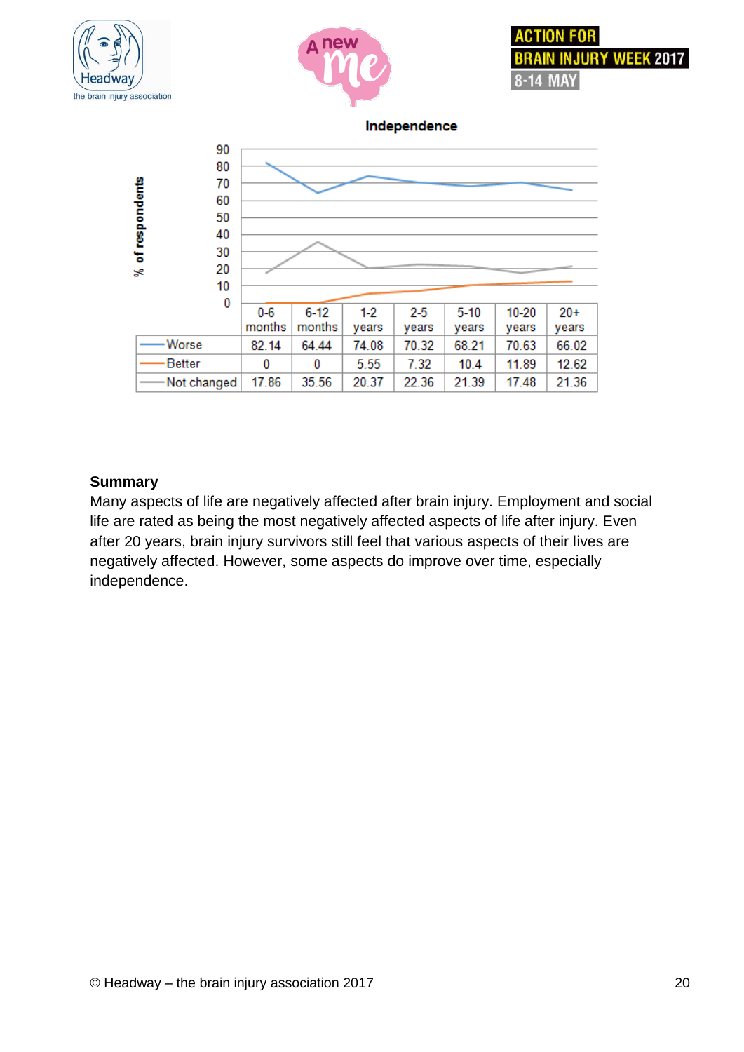Independence

% of respondents

90
80
70
60
50
40
30
20
10
0

0-6 months
6-12 months
1-2 years
2-5 years
5-10 years
10-20 years
20+ years

Worse 82.14 64.44 74.08 70.32 68.21 70.63 66.02

Better 0 0 5.55 7.32 10.4 11.89 12.62

Not changed 17.86 35.56 20.37 22.36 21.39 17.48 21.36

**Summary**

Many aspects of life are negatively affected after brain injury. Employment and social life are rated as being the most negatively affected aspects of life after injury. Even after 20 years, brain injury survivors still feel that various aspects of their lives are negatively affected. However, some aspects do improve over time, especially independence.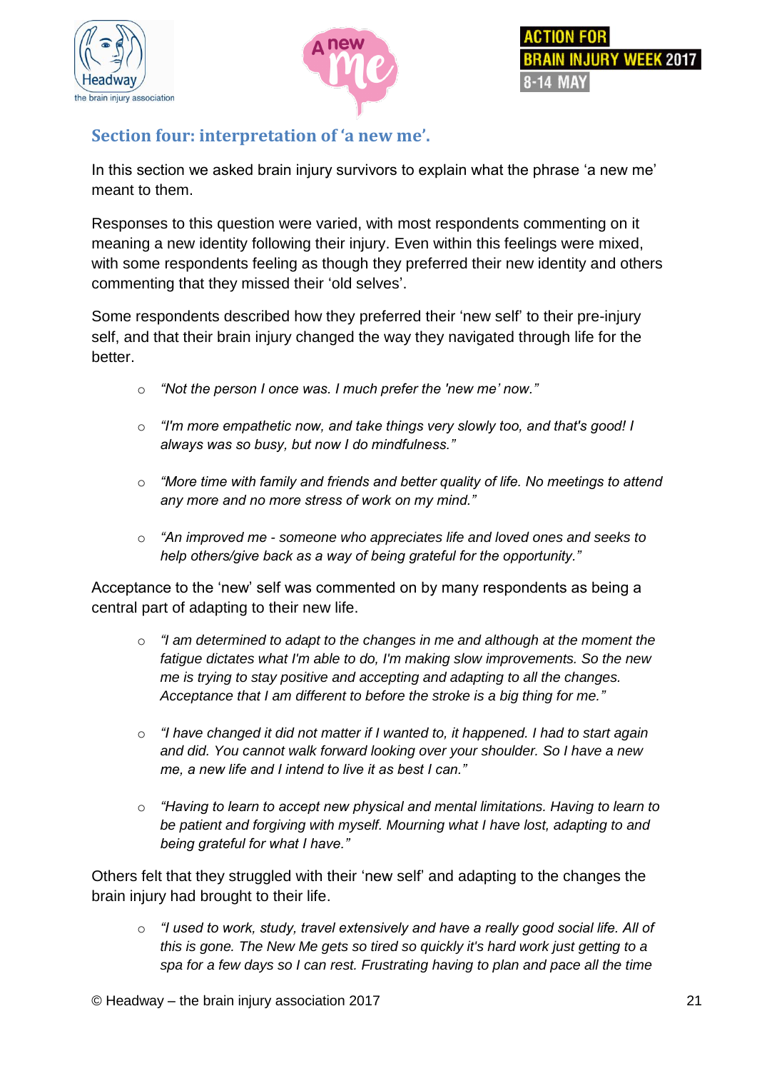## Section four: interpretation of 'a new me'.

In this section we asked brain injury survivors to explain what the phrase 'a new me' meant to them.

Responses to this question were varied, with most respondents commenting on it meaning a new identity following their injury. Even within this feelings were mixed, with some respondents feeling as though they preferred their new identity and others commenting that they missed their 'old selves'.

Some respondents described how they preferred their 'new self' to their pre-injury self, and that their brain injury changed the way they navigated through life for the better.

- *"Not the person I once was. I much prefer the 'new me' now."*
- *"I'm more empathetic now, and take things very slowly too, and that's good! I always was so busy, but now I do mindfulness."*
- *"More time with family and friends and better quality of life. No meetings to attend any more and no more stress of work on my mind."*
- *"An improved me - someone who appreciates life and loved ones and seeks to help others/give back as a way of being grateful for the opportunity."*

Acceptance to the 'new' self was commented on by many respondents as being a central part of adapting to their new life.

- *"I am determined to adapt to the changes in me and although at the moment the fatigue dictates what I'm able to do, I'm making slow improvements. So the new me is trying to stay positive and accepting and adapting to all the changes. Acceptance that I am different to before the stroke is a big thing for me."*
- *"I have changed it did not matter if I wanted to, it happened. I had to start again and did. You cannot walk forward looking over your shoulder. So I have a new me, a new life and I intend to live it as best I can."*
- *"Having to learn to accept new physical and mental limitations. Having to learn to be patient and forgiving with myself. Mourning what I have lost, adapting to and being grateful for what I have."*

Others felt that they struggled with their 'new self' and adapting to the changes the brain injury had brought to their life.

- *"I used to work, study, travel extensively and have a really good social life. All of this is gone. The New Me gets so tired so quickly it's hard work just getting to a spa for a few days so I can rest. Frustrating having to plan and pace all the time*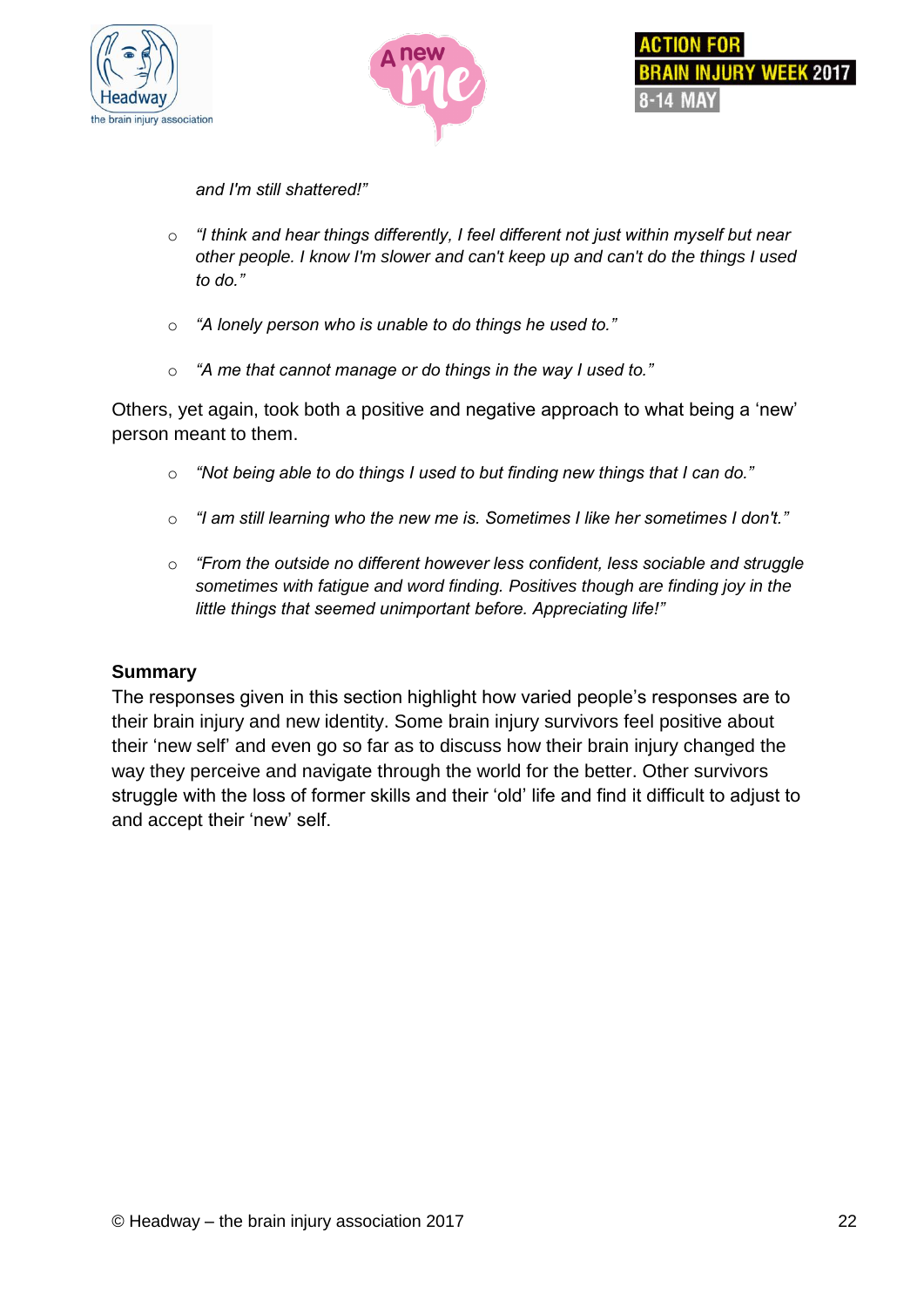*and I'm still shattered!"*

- *"I think and hear things differently, I feel different not just within myself but near other people. I know I'm slower and can't keep up and can't do the things I used to do."*

- *"A lonely person who is unable to do things he used to."*

- *"A me that cannot manage or do things in the way I used to."*

Others, yet again, took both a positive and negative approach to what being a 'new' person meant to them.

- *"Not being able to do things I used to but finding new things that I can do."*

- *"I am still learning who the new me is. Sometimes I like her sometimes I don't."*

- *"From the outside no different however less confident, less sociable and struggle sometimes with fatigue and word finding. Positives though are finding joy in the little things that seemed unimportant before. Appreciating life!"*

**Summary**

The responses given in this section highlight how varied people's responses are to their brain injury and new identity. Some brain injury survivors feel positive about their 'new self' and even go so far as to discuss how their brain injury changed the way they perceive and navigate through the world for the better. Other survivors struggle with the loss of former skills and their 'old' life and find it difficult to adjust to and accept their 'new' self.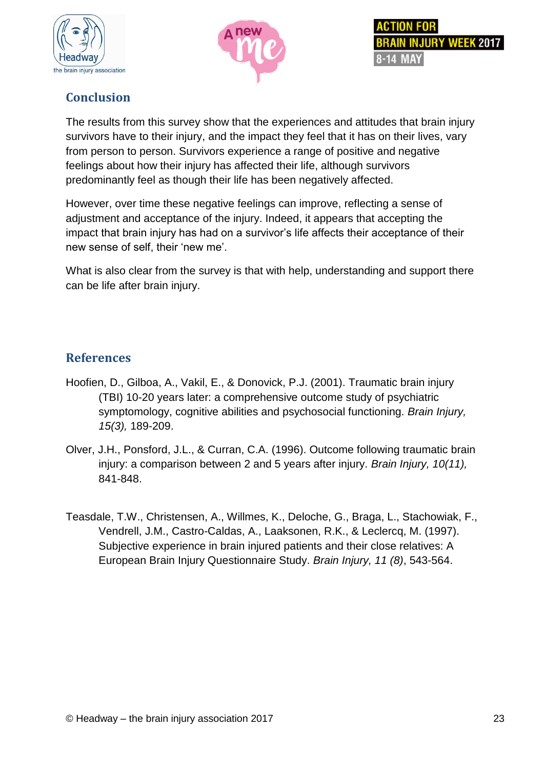## Conclusion

The results from this survey show that the experiences and attitudes that brain injury survivors have to their injury, and the impact they feel that it has on their lives, vary from person to person. Survivors experience a range of positive and negative feelings about how their injury has affected their life, although survivors predominantly feel as though their life has been negatively affected.

However, over time these negative feelings can improve, reflecting a sense of adjustment and acceptance of the injury. Indeed, it appears that accepting the impact that brain injury has had on a survivor's life affects their acceptance of their new sense of self, their 'new me'.

What is also clear from the survey is that with help, understanding and support there can be life after brain injury.

## References

Hoofien, D., Gilboa, A., Vakil, E., & Donovick, P.J. (2001). Traumatic brain injury (TBI) 10-20 years later: a comprehensive outcome study of psychiatric symptomology, cognitive abilities and psychosocial functioning. *Brain Injury, 15(3),* 189-209.

Olver, J.H., Ponsford, J.L., & Curran, C.A. (1996). Outcome following traumatic brain injury: a comparison between 2 and 5 years after injury. *Brain Injury, 10(11),* 841-848.

Teasdale, T.W., Christensen, A., Willmes, K., Deloche, G., Braga, L., Stachowiak, F., Vendrell, J.M., Castro-Caldas, A., Laaksonen, R.K., & Leclercq, M. (1997). Subjective experience in brain injured patients and their close relatives: A European Brain Injury Questionnaire Study. *Brain Injury, 11 (8)*, 543-564.